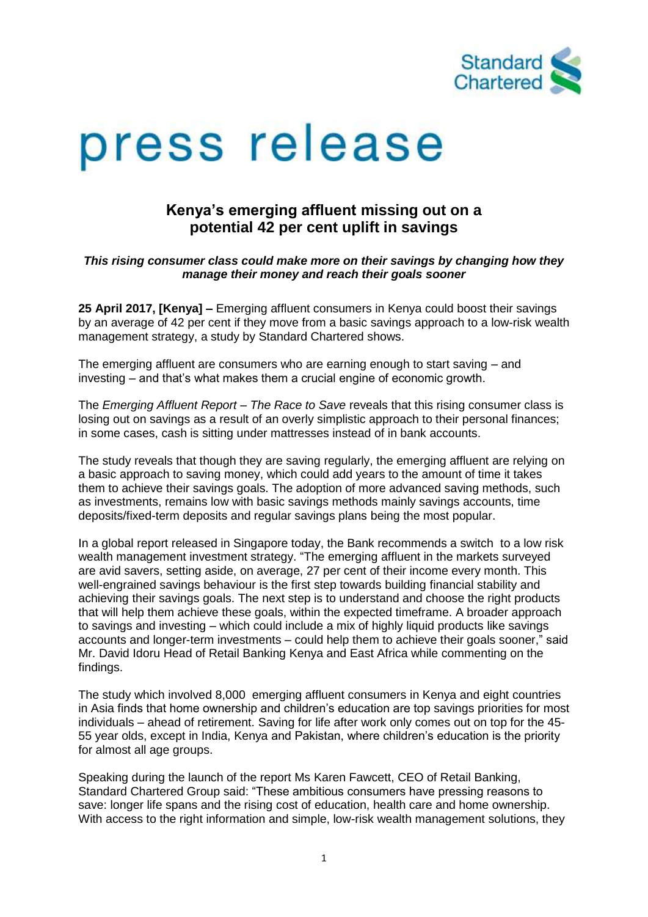Standard Chartered

# press release

## Kenya's emerging affluent missing out on a potential 42 per cent uplift in savings

***This rising consumer class could make more on their savings by changing how they manage their money and reach their goals sooner***

**25 April 2017, [Kenya] –** Emerging affluent consumers in Kenya could boost their savings by an average of 42 per cent if they move from a basic savings approach to a low-risk wealth management strategy, a study by Standard Chartered shows.

The emerging affluent are consumers who are earning enough to start saving – and investing – and that's what makes them a crucial engine of economic growth.

The *Emerging Affluent Report – The Race to Save* reveals that this rising consumer class is losing out on savings as a result of an overly simplistic approach to their personal finances; in some cases, cash is sitting under mattresses instead of in bank accounts.

The study reveals that though they are saving regularly, the emerging affluent are relying on a basic approach to saving money, which could add years to the amount of time it takes them to achieve their savings goals. The adoption of more advanced saving methods, such as investments, remains low with basic savings methods mainly savings accounts, time deposits/fixed-term deposits and regular savings plans being the most popular.

In a global report released in Singapore today, the Bank recommends a switch to a low risk wealth management investment strategy. "The emerging affluent in the markets surveyed are avid savers, setting aside, on average, 27 per cent of their income every month. This well-engrained savings behaviour is the first step towards building financial stability and achieving their savings goals. The next step is to understand and choose the right products that will help them achieve these goals, within the expected timeframe. A broader approach to savings and investing – which could include a mix of highly liquid products like savings accounts and longer-term investments – could help them to achieve their goals sooner," said Mr. David Idoru Head of Retail Banking Kenya and East Africa while commenting on the findings.

The study which involved 8,000 emerging affluent consumers in Kenya and eight countries in Asia finds that home ownership and children's education are top savings priorities for most individuals – ahead of retirement. Saving for life after work only comes out on top for the 45-55 year olds, except in India, Kenya and Pakistan, where children's education is the priority for almost all age groups.

Speaking during the launch of the report Ms Karen Fawcett, CEO of Retail Banking, Standard Chartered Group said: "These ambitious consumers have pressing reasons to save: longer life spans and the rising cost of education, health care and home ownership. With access to the right information and simple, low-risk wealth management solutions, they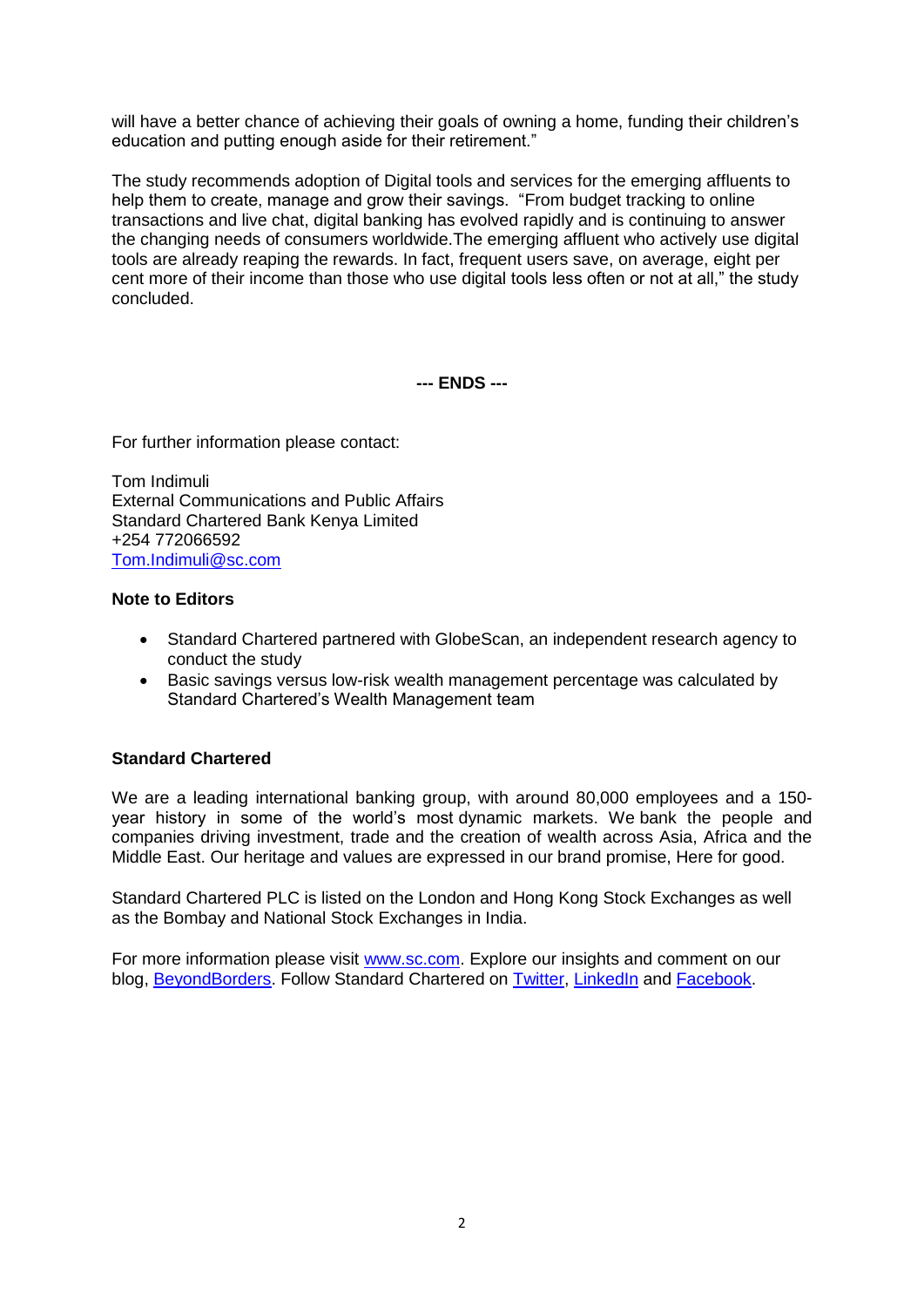will have a better chance of achieving their goals of owning a home, funding their children's education and putting enough aside for their retirement."

The study recommends adoption of Digital tools and services for the emerging affluents to help them to create, manage and grow their savings. "From budget tracking to online transactions and live chat, digital banking has evolved rapidly and is continuing to answer the changing needs of consumers worldwide.The emerging affluent who actively use digital tools are already reaping the rewards. In fact, frequent users save, on average, eight per cent more of their income than those who use digital tools less often or not at all," the study concluded.

**--- ENDS ---**

For further information please contact:

Tom Indimuli
External Communications and Public Affairs
Standard Chartered Bank Kenya Limited
+254 772066592
Tom.Indimuli@sc.com

**Note to Editors**

- Standard Chartered partnered with GlobeScan, an independent research agency to conduct the study
- Basic savings versus low-risk wealth management percentage was calculated by Standard Chartered's Wealth Management team

**Standard Chartered**

We are a leading international banking group, with around 80,000 employees and a 150-year history in some of the world's most dynamic markets. We bank the people and companies driving investment, trade and the creation of wealth across Asia, Africa and the Middle East. Our heritage and values are expressed in our brand promise, Here for good.

Standard Chartered PLC is listed on the London and Hong Kong Stock Exchanges as well as the Bombay and National Stock Exchanges in India.

For more information please visit www.sc.com. Explore our insights and comment on our blog, BeyondBorders. Follow Standard Chartered on Twitter, LinkedIn and Facebook.